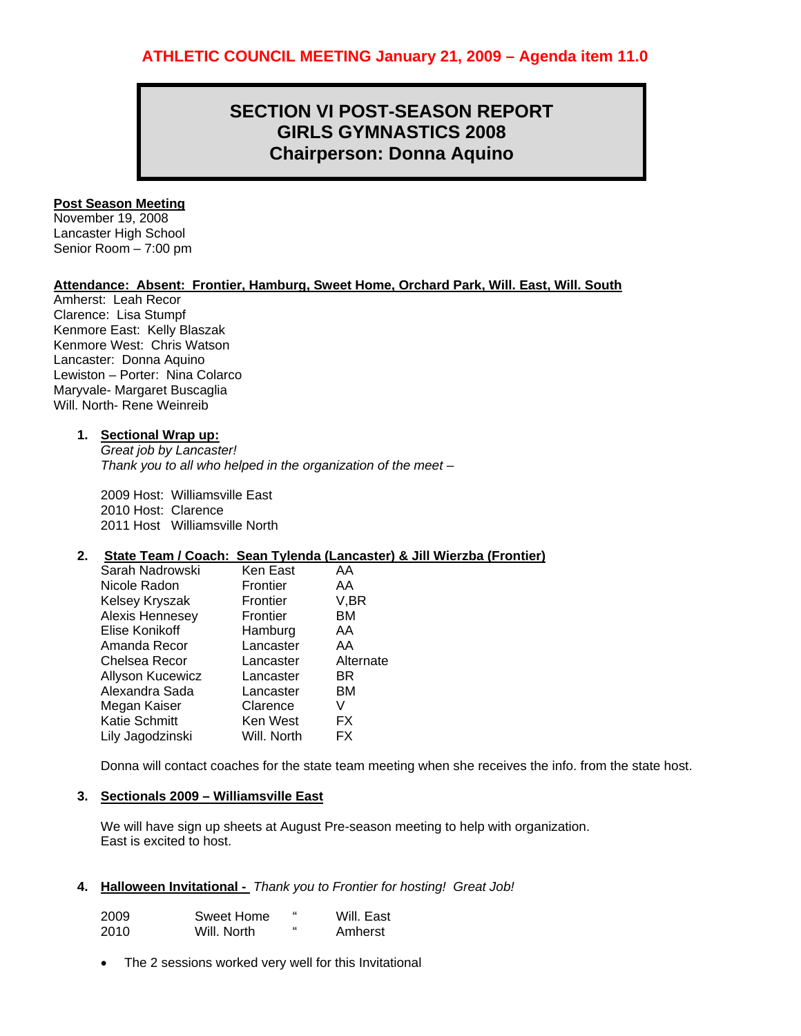**ATHLETIC COUNCIL MEETING January 21, 2009 – Agenda item 11.0**

# SECTION VI POST-SEASON REPORT
# GIRLS GYMNASTICS 2008
# Chairperson: Donna Aquino

**Post Season Meeting**
November 19, 2008
Lancaster High School
Senior Room – 7:00 pm

**Attendance: Absent: Frontier, Hamburg, Sweet Home, Orchard Park, Will. East, Will. South**
Amherst: Leah Recor
Clarence: Lisa Stumpf
Kenmore East: Kelly Blaszak
Kenmore West: Chris Watson
Lancaster: Donna Aquino
Lewiston – Porter: Nina Colarco
Maryvale- Margaret Buscaglia
Will. North- Rene Weinreib

1. **Sectional Wrap up:**
   *Great job by Lancaster!*
   *Thank you to all who helped in the organization of the meet –*

   2009 Host: Williamsville East
   2010 Host: Clarence
   2011 Host Williamsville North

2. **State Team / Coach: Sean Tylenda (Lancaster) & Jill Wierzba (Frontier)**

   | | | |
   |---|---|---|
   | Sarah Nadrowski | Ken East | AA |
   | Nicole Radon | Frontier | AA |
   | Kelsey Kryszak | Frontier | V,BR |
   | Alexis Hennesey | Frontier | BM |
   | Elise Konikoff | Hamburg | AA |
   | Amanda Recor | Lancaster | AA |
   | Chelsea Recor | Lancaster | Alternate |
   | Allyson Kucewicz | Lancaster | BR |
   | Alexandra Sada | Lancaster | BM |
   | Megan Kaiser | Clarence | V |
   | Katie Schmitt | Ken West | FX |
   | Lily Jagodzinski | Will. North | FX |

   Donna will contact coaches for the state team meeting when she receives the info. from the state host.

3. **Sectionals 2009 – Williamsville East**

   We will have sign up sheets at August Pre-season meeting to help with organization.
   East is excited to host.

4. **Halloween Invitational -** *Thank you to Frontier for hosting! Great Job!*

   | | | | |
   |---|---|---|---|
   | 2009 | Sweet Home | " | Will. East |
   | 2010 | Will. North | " | Amherst |

   - The 2 sessions worked very well for this Invitational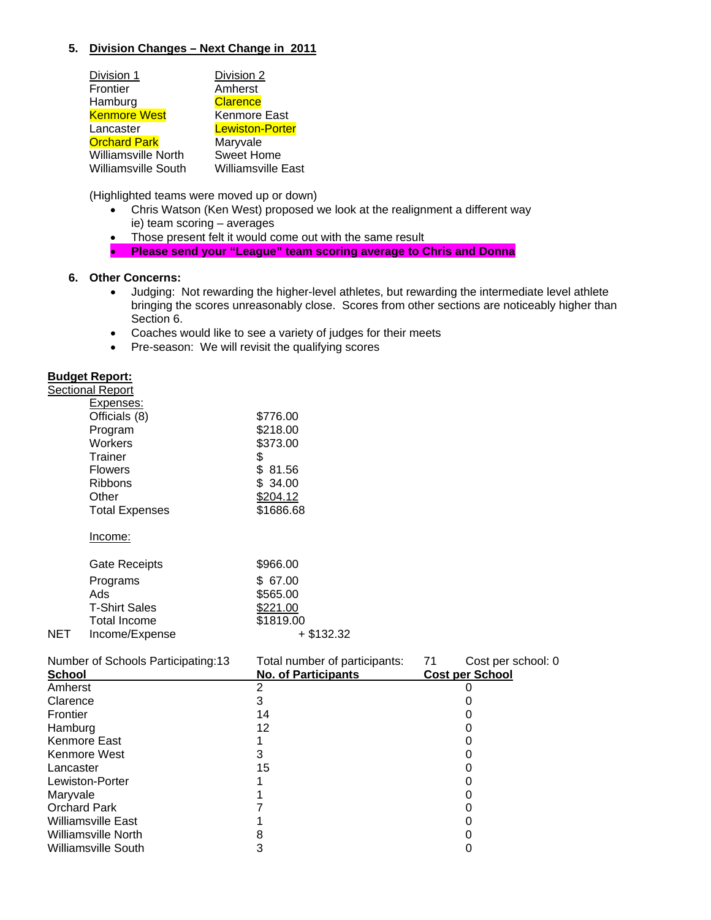5. **Division Changes – Next Change in 2011**

| Division 1 | Division 2 |
|---|---|
| Frontier | Amherst |
| Hamburg | Clarence |
| Kenmore West | Kenmore East |
| Lancaster | Lewiston-Porter |
| Orchard Park | Maryvale |
| Williamsville North | Sweet Home |
| Williamsville South | Williamsville East |

(Highlighted teams were moved up or down)

- Chris Watson (Ken West) proposed we look at the realignment a different way ie) team scoring – averages
- Those present felt it would come out with the same result
- **Please send your "League" team scoring average to Chris and Donna**

6. **Other Concerns:**
   - Judging: Not rewarding the higher-level athletes, but rewarding the intermediate level athlete bringing the scores unreasonably close. Scores from other sections are noticeably higher than Section 6.
   - Coaches would like to see a variety of judges for their meets
   - Pre-season: We will revisit the qualifying scores

**Budget Report:**

Sectional Report

| | |
|---|---|
| Expenses: | |
| Officials (8) | $776.00 |
| Program | $218.00 |
| Workers | $373.00 |
| Trainer | $ |
| Flowers | $ 81.56 |
| Ribbons | $ 34.00 |
| Other | $204.12 |
| Total Expenses | $1686.68 |
| Income: | |
| Gate Receipts | $966.00 |
| Programs | $ 67.00 |
| Ads | $565.00 |
| T-Shirt Sales | $221.00 |
| Total Income | $1819.00 |
| NET Income/Expense | + $132.32 |

Number of Schools Participating:13 Total number of participants: 71 Cost per school: 0

| School | No. of Participants | Cost per School |
|---|---|---|
| Amherst | 2 | 0 |
| Clarence | 3 | 0 |
| Frontier | 14 | 0 |
| Hamburg | 12 | 0 |
| Kenmore East | 1 | 0 |
| Kenmore West | 3 | 0 |
| Lancaster | 15 | 0 |
| Lewiston-Porter | 1 | 0 |
| Maryvale | 1 | 0 |
| Orchard Park | 7 | 0 |
| Williamsville East | 1 | 0 |
| Williamsville North | 8 | 0 |
| Williamsville South | 3 | 0 |